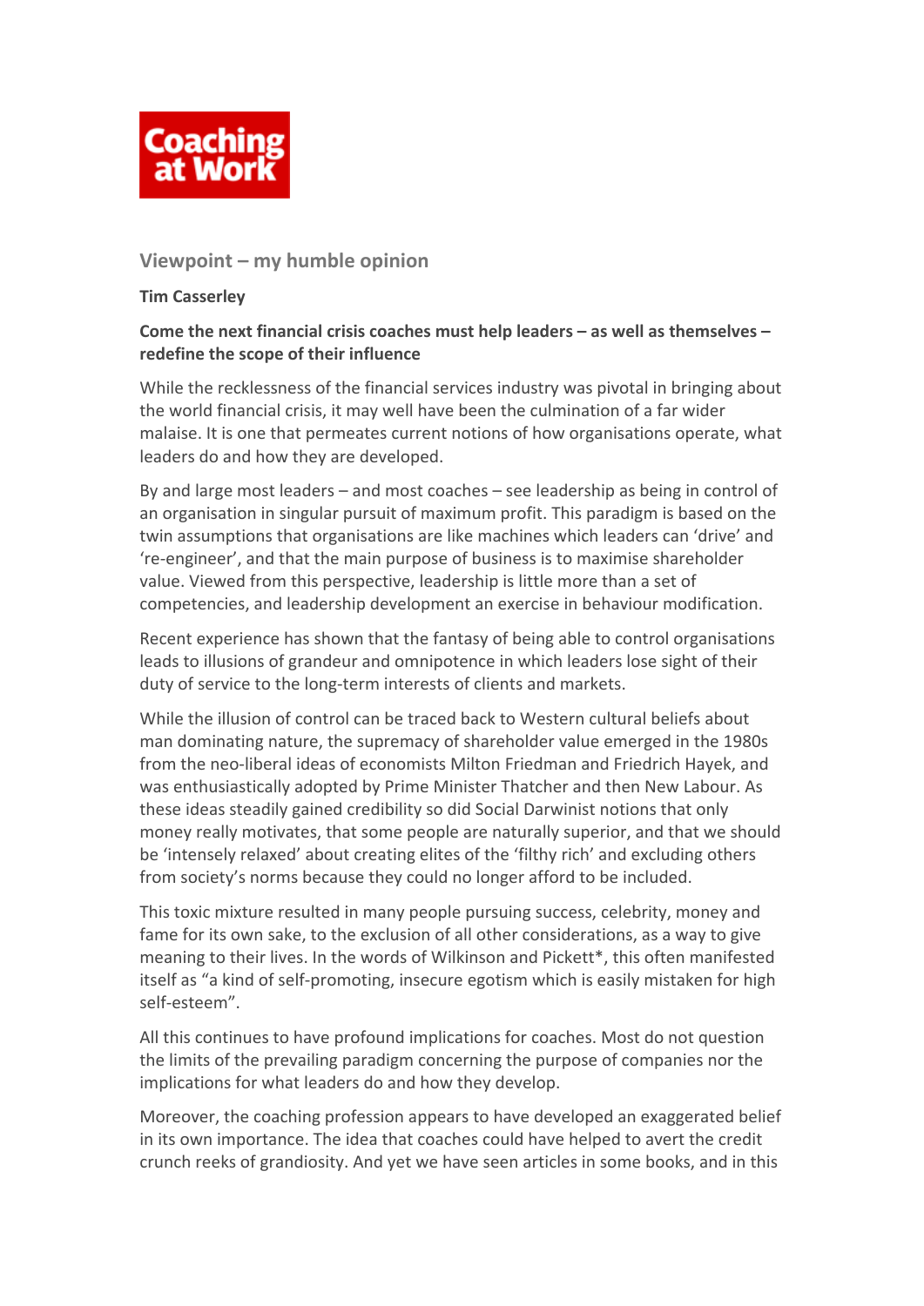Coaching at Work

## Viewpoint – my humble opinion

**Tim Casserley**

**Come the next financial crisis coaches must help leaders – as well as themselves – redefine the scope of their influence**

While the recklessness of the financial services industry was pivotal in bringing about the world financial crisis, it may well have been the culmination of a far wider malaise. It is one that permeates current notions of how organisations operate, what leaders do and how they are developed.

By and large most leaders – and most coaches – see leadership as being in control of an organisation in singular pursuit of maximum profit. This paradigm is based on the twin assumptions that organisations are like machines which leaders can 'drive' and 're-engineer', and that the main purpose of business is to maximise shareholder value. Viewed from this perspective, leadership is little more than a set of competencies, and leadership development an exercise in behaviour modification.

Recent experience has shown that the fantasy of being able to control organisations leads to illusions of grandeur and omnipotence in which leaders lose sight of their duty of service to the long-term interests of clients and markets.

While the illusion of control can be traced back to Western cultural beliefs about man dominating nature, the supremacy of shareholder value emerged in the 1980s from the neo-liberal ideas of economists Milton Friedman and Friedrich Hayek, and was enthusiastically adopted by Prime Minister Thatcher and then New Labour. As these ideas steadily gained credibility so did Social Darwinist notions that only money really motivates, that some people are naturally superior, and that we should be 'intensely relaxed' about creating elites of the 'filthy rich' and excluding others from society's norms because they could no longer afford to be included.

This toxic mixture resulted in many people pursuing success, celebrity, money and fame for its own sake, to the exclusion of all other considerations, as a way to give meaning to their lives. In the words of Wilkinson and Pickett*, this often manifested itself as "a kind of self-promoting, insecure egotism which is easily mistaken for high self-esteem".

All this continues to have profound implications for coaches. Most do not question the limits of the prevailing paradigm concerning the purpose of companies nor the implications for what leaders do and how they develop.

Moreover, the coaching profession appears to have developed an exaggerated belief in its own importance. The idea that coaches could have helped to avert the credit crunch reeks of grandiosity. And yet we have seen articles in some books, and in this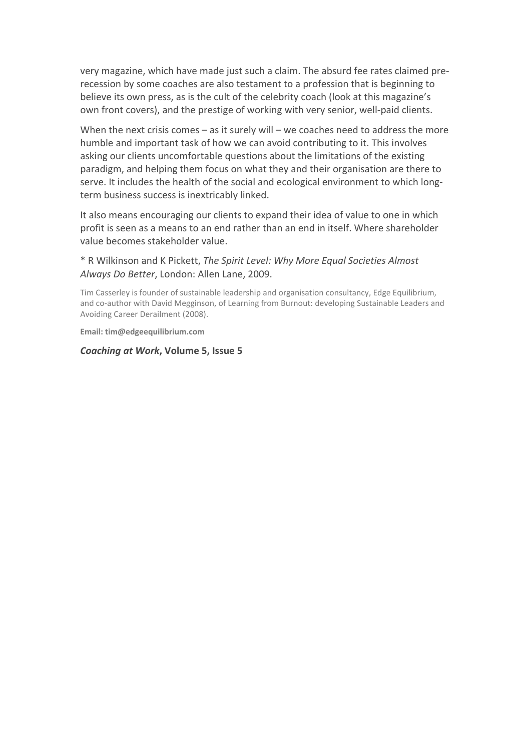very magazine, which have made just such a claim. The absurd fee rates claimed pre-recession by some coaches are also testament to a profession that is beginning to believe its own press, as is the cult of the celebrity coach (look at this magazine's own front covers), and the prestige of working with very senior, well-paid clients.

When the next crisis comes – as it surely will – we coaches need to address the more humble and important task of how we can avoid contributing to it. This involves asking our clients uncomfortable questions about the limitations of the existing paradigm, and helping them focus on what they and their organisation are there to serve. It includes the health of the social and ecological environment to which long-term business success is inextricably linked.

It also means encouraging our clients to expand their idea of value to one in which profit is seen as a means to an end rather than an end in itself. Where shareholder value becomes stakeholder value.

* R Wilkinson and K Pickett, *The Spirit Level: Why More Equal Societies Almost Always Do Better*, London: Allen Lane, 2009.

Tim Casserley is founder of sustainable leadership and organisation consultancy, Edge Equilibrium, and co-author with David Megginson, of Learning from Burnout: developing Sustainable Leaders and Avoiding Career Derailment (2008).

**Email: tim@edgeequilibrium.com**

***Coaching at Work*, Volume 5, Issue 5**